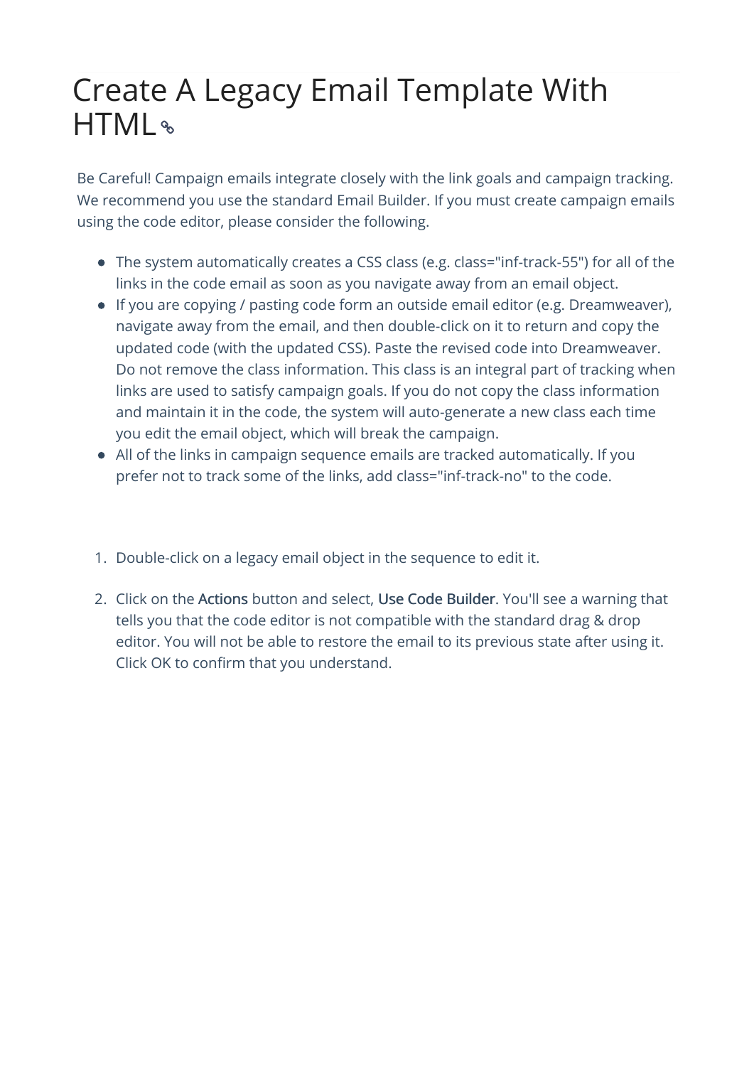# Create A Legacy Email Template With HTML

Be Careful! Campaign emails integrate closely with the link goals and campaign tracking. We recommend you use the standard Email Builder. If you must create campaign emails using the code editor, please consider the following.

- The system automatically creates a CSS class (e.g. class="inf-track-55") for all of the links in the code email as soon as you navigate away from an email object.
- If you are copying / pasting code form an outside email editor (e.g. Dreamweaver), navigate away from the email, and then double-click on it to return and copy the updated code (with the updated CSS). Paste the revised code into Dreamweaver. Do not remove the class information. This class is an integral part of tracking when links are used to satisfy campaign goals. If you do not copy the class information and maintain it in the code, the system will auto-generate a new class each time you edit the email object, which will break the campaign.
- All of the links in campaign sequence emails are tracked automatically. If you prefer not to track some of the links, add class="inf-track-no" to the code.

1. Double-click on a legacy email object in the sequence to edit it.

2. Click on the Actions button and select, Use Code Builder. You'll see a warning that tells you that the code editor is not compatible with the standard drag & drop editor. You will not be able to restore the email to its previous state after using it. Click OK to confirm that you understand.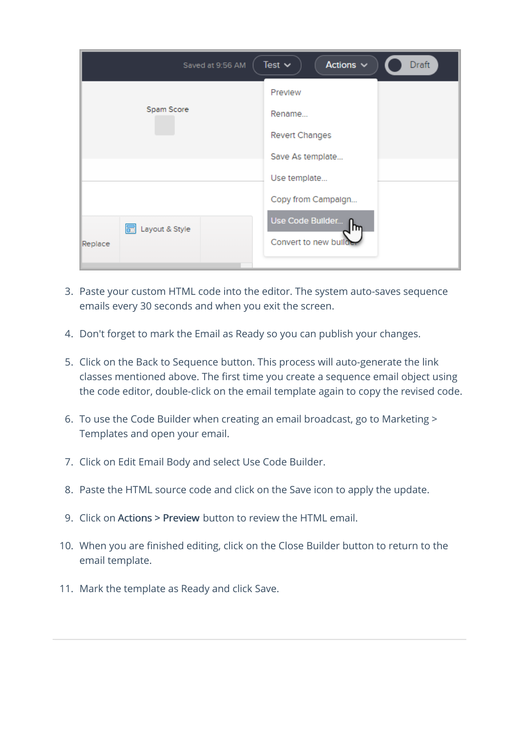3. Paste your custom HTML code into the editor. The system auto-saves sequence emails every 30 seconds and when you exit the screen.

4. Don't forget to mark the Email as Ready so you can publish your changes.

5. Click on the Back to Sequence button. This process will auto-generate the link classes mentioned above. The first time you create a sequence email object using the code editor, double-click on the email template again to copy the revised code.

6. To use the Code Builder when creating an email broadcast, go to Marketing > Templates and open your email.

7. Click on Edit Email Body and select Use Code Builder.

8. Paste the HTML source code and click on the Save icon to apply the update.

9. Click on **Actions** > **Preview** button to review the HTML email.

10. When you are finished editing, click on the Close Builder button to return to the email template.

11. Mark the template as Ready and click Save.